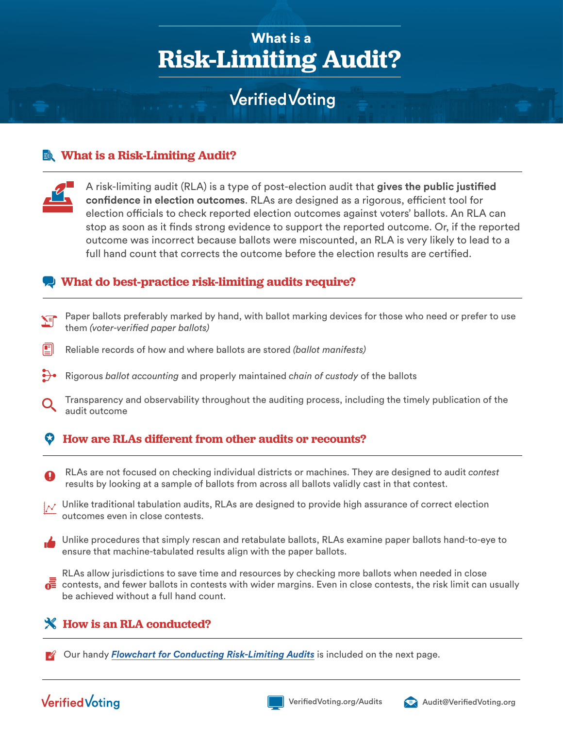# What is a Risk-Limiting Audit?

Verified Voting

## What is a Risk-Limiting Audit?

A risk-limiting audit (RLA) is a type of post-election audit that **gives the public justified confidence in election outcomes**. RLAs are designed as a rigorous, efficient tool for election officials to check reported election outcomes against voters' ballots. An RLA can stop as soon as it finds strong evidence to support the reported outcome. Or, if the reported outcome was incorrect because ballots were miscounted, an RLA is very likely to lead to a full hand count that corrects the outcome before the election results are certified.

## What do best-practice risk-limiting audits require?

- Paper ballots preferably marked by hand, with ballot marking devices for those who need or prefer to use them *(voter-verified paper ballots)*
- Reliable records of how and where ballots are stored *(ballot manifests)*
- Rigorous *ballot accounting* and properly maintained *chain of custody* of the ballots
- Transparency and observability throughout the auditing process, including the timely publication of the audit outcome

## How are RLAs different from other audits or recounts?

- RLAs are not focused on checking individual districts or machines. They are designed to audit *contest* results by looking at a sample of ballots from across all ballots validly cast in that contest.
- Unlike traditional tabulation audits, RLAs are designed to provide high assurance of correct election outcomes even in close contests.
- Unlike procedures that simply rescan and retabulate ballots, RLAs examine paper ballots hand-to-eye to ensure that machine-tabulated results align with the paper ballots.
- RLAs allow jurisdictions to save time and resources by checking more ballots when needed in close contests, and fewer ballots in contests with wider margins. Even in close contests, the risk limit can usually be achieved without a full hand count.

## How is an RLA conducted?

- Our handy ***Flowchart for Conducting Risk-Limiting Audits*** is included on the next page.

Verified Voting

VerifiedVoting.org/Audits

Audit@VerifiedVoting.org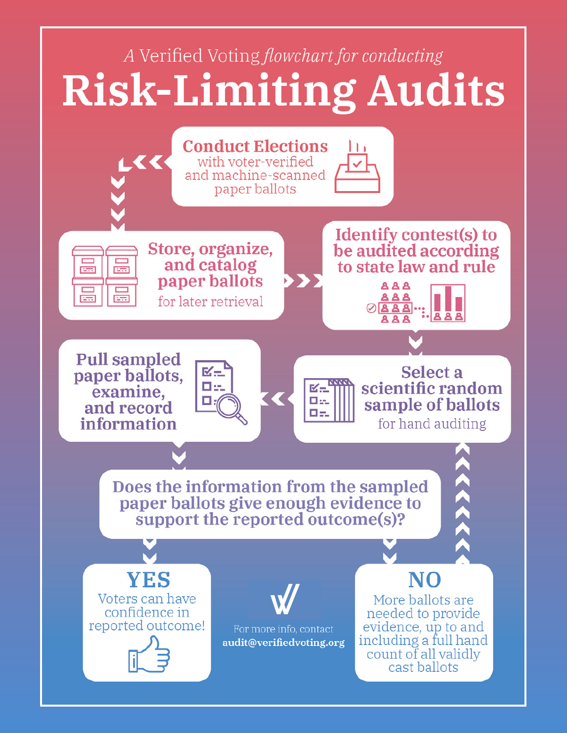*A Verified Voting flowchart for conducting*

# Risk-Limiting Audits

**Conduct Elections**
with voter-verified and machine-scanned paper ballots

**Store, organize, and catalog paper ballots**
for later retrieval

**Identify contest(s) to be audited according to state law and rule**

**Select a scientific random sample of ballots**
for hand auditing

**Pull sampled paper ballots, examine, and record information**

**Does the information from the sampled paper ballots give enough evidence to support the reported outcome(s)?**

**YES**
Voters can have confidence in reported outcome!

**NO**
More ballots are needed to provide evidence, up to and including a full hand count of all validly cast ballots

For more info, contact
**audit@verifiedvoting.org**